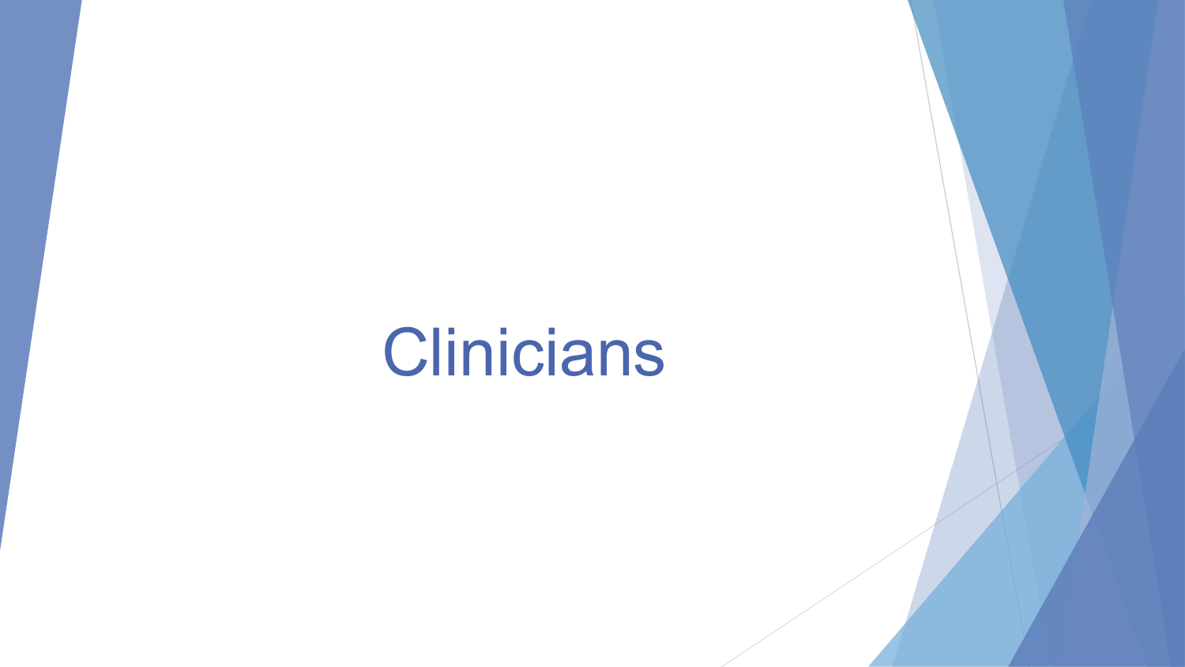# Clinicians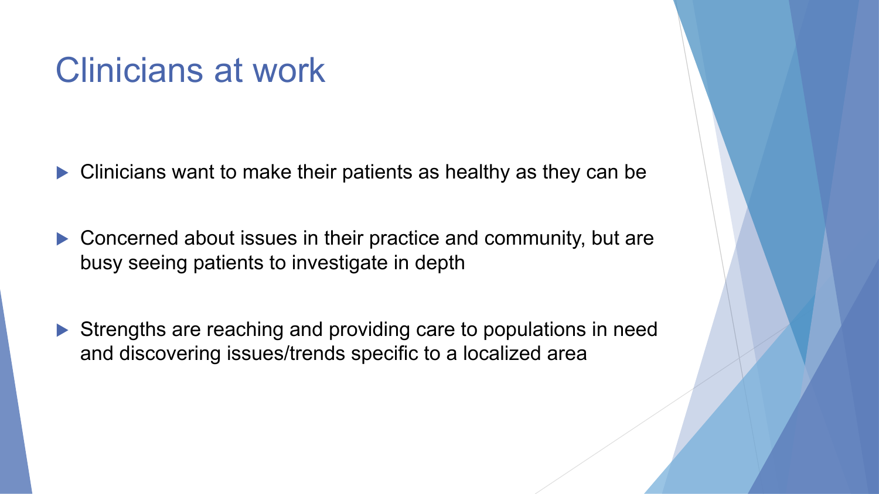# Clinicians at work

- Clinicians want to make their patients as healthy as they can be
- Concerned about issues in their practice and community, but are busy seeing patients to investigate in depth
- Strengths are reaching and providing care to populations in need and discovering issues/trends specific to a localized area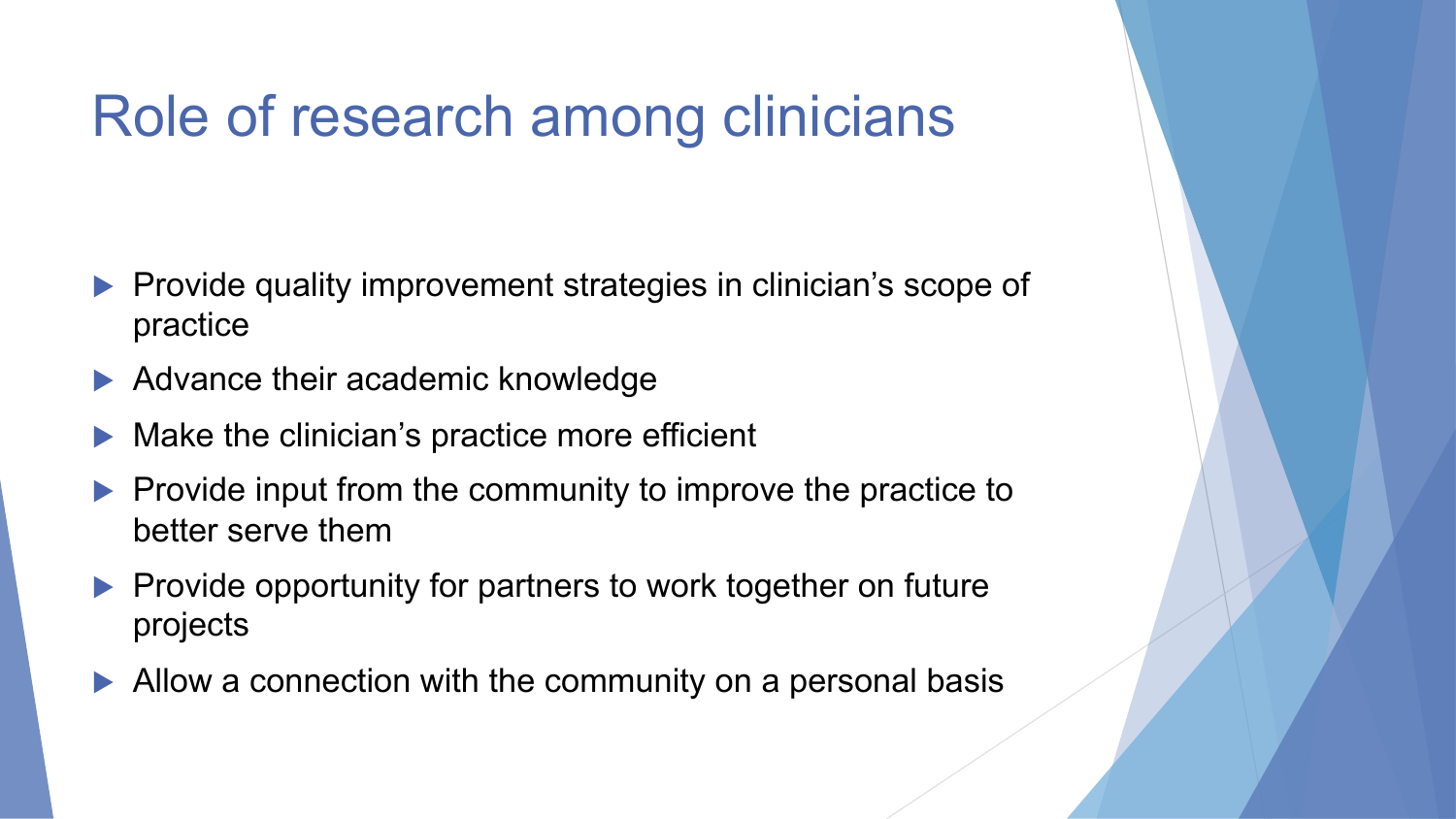# Role of research among clinicians

- Provide quality improvement strategies in clinician's scope of practice
- Advance their academic knowledge
- Make the clinician's practice more efficient
- Provide input from the community to improve the practice to better serve them
- Provide opportunity for partners to work together on future projects
- Allow a connection with the community on a personal basis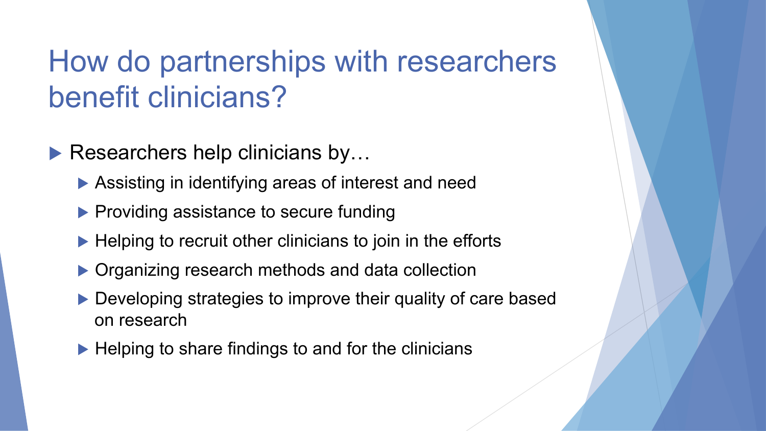# How do partnerships with researchers benefit clinicians?

- Researchers help clinicians by…
  - Assisting in identifying areas of interest and need
  - Providing assistance to secure funding
  - Helping to recruit other clinicians to join in the efforts
  - Organizing research methods and data collection
  - Developing strategies to improve their quality of care based on research
  - Helping to share findings to and for the clinicians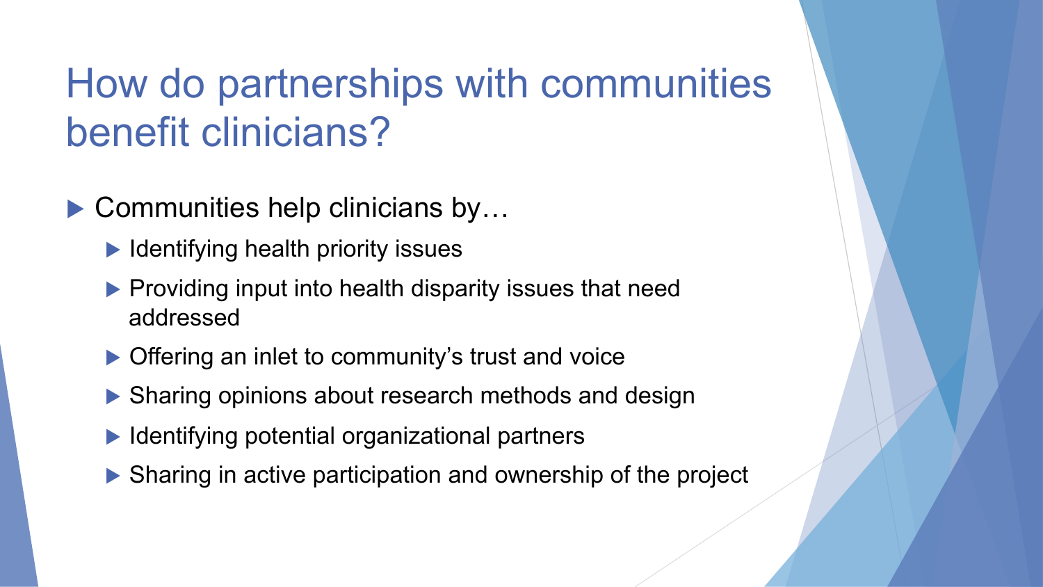# How do partnerships with communities benefit clinicians?

- Communities help clinicians by…
  - Identifying health priority issues
  - Providing input into health disparity issues that need addressed
  - Offering an inlet to community's trust and voice
  - Sharing opinions about research methods and design
  - Identifying potential organizational partners
  - Sharing in active participation and ownership of the project